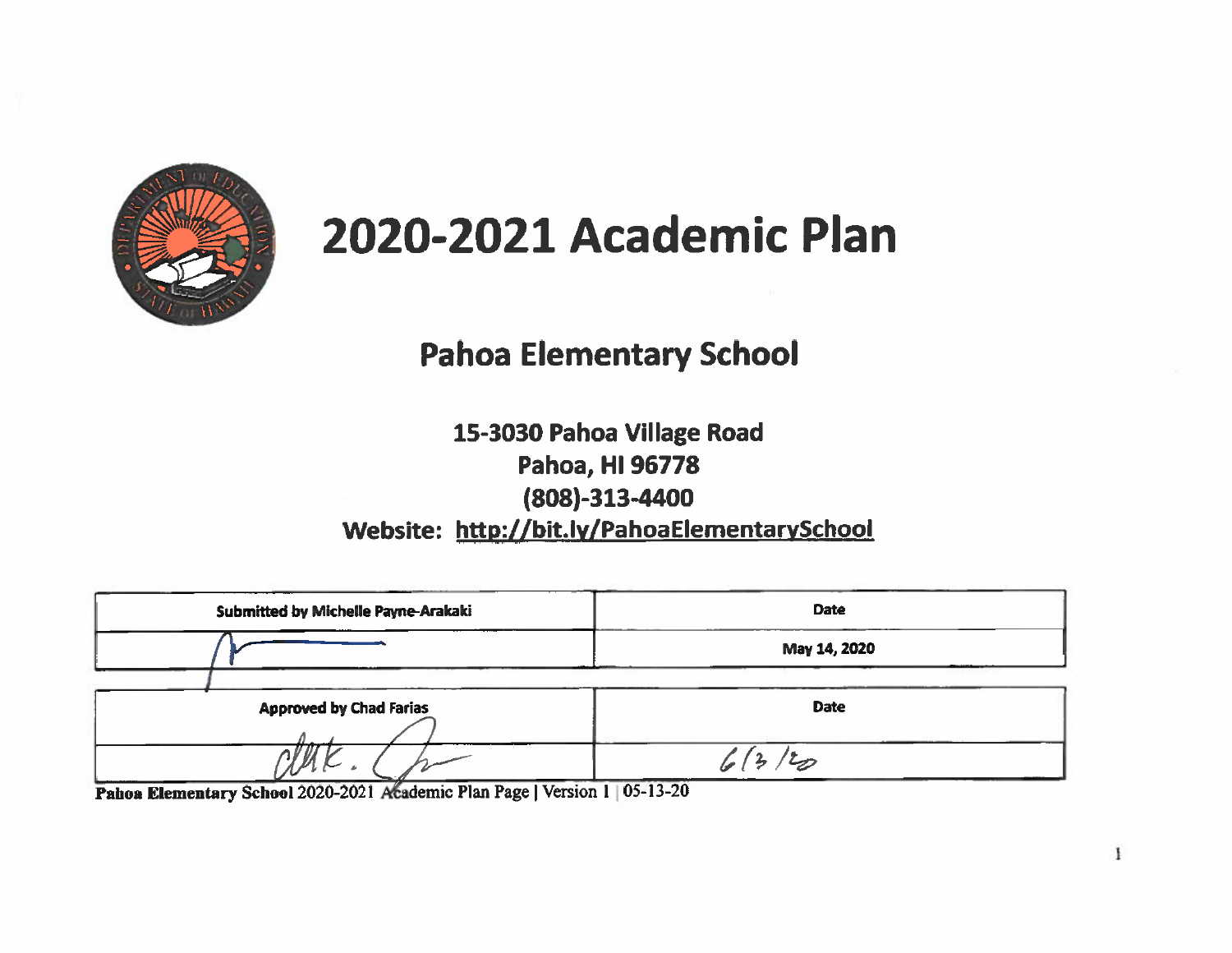# 2020-2021 Academic Plan

## Pahoa Elementary School

**15-3030 Pahoa Village Road**
**Pahoa, HI 96778**
**(808)-313-4400**
**Website: http://bit.ly/PahoaElementarySchool**

| Submitted by Michelle Payne-Arakaki | Date |
|---|---|
| | May 14, 2020 |

| Approved by Chad Farias | Date |
|---|---|
| | 6/3/20 |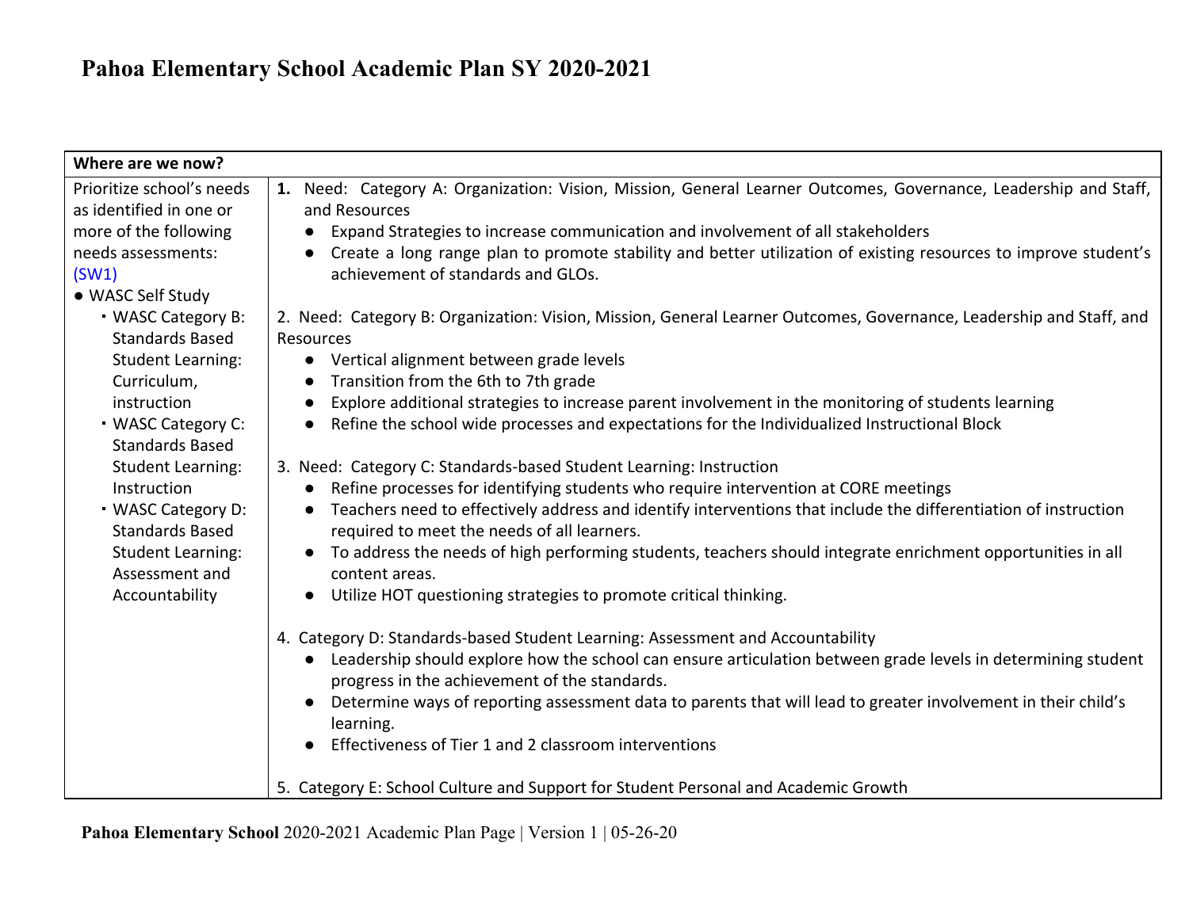# Pahoa Elementary School Academic Plan SY 2020-2021

| Where are we now? | |
|---|---|
| Prioritize school's needs as identified in one or more of the following needs assessments: (SW1)<br>● WASC Self Study<br>▪ WASC Category B: Standards Based Student Learning: Curriculum, instruction<br>▪ WASC Category C: Standards Based Student Learning: Instruction<br>▪ WASC Category D: Standards Based Student Learning: Assessment and Accountability | **1.** Need: Category A: Organization: Vision, Mission, General Learner Outcomes, Governance, Leadership and Staff, and Resources<br>● Expand Strategies to increase communication and involvement of all stakeholders<br>● Create a long range plan to promote stability and better utilization of existing resources to improve student's achievement of standards and GLOs.<br><br>2. Need: Category B: Organization: Vision, Mission, General Learner Outcomes, Governance, Leadership and Staff, and Resources<br>● Vertical alignment between grade levels<br>● Transition from the 6th to 7th grade<br>● Explore additional strategies to increase parent involvement in the monitoring of students learning<br>● Refine the school wide processes and expectations for the Individualized Instructional Block<br><br>3. Need: Category C: Standards-based Student Learning: Instruction<br>● Refine processes for identifying students who require intervention at CORE meetings<br>● Teachers need to effectively address and identify interventions that include the differentiation of instruction required to meet the needs of all learners.<br>● To address the needs of high performing students, teachers should integrate enrichment opportunities in all content areas.<br>● Utilize HOT questioning strategies to promote critical thinking.<br><br>4. Category D: Standards-based Student Learning: Assessment and Accountability<br>● Leadership should explore how the school can ensure articulation between grade levels in determining student progress in the achievement of the standards.<br>● Determine ways of reporting assessment data to parents that will lead to greater involvement in their child's learning.<br>● Effectiveness of Tier 1 and 2 classroom interventions<br><br>5. Category E: School Culture and Support for Student Personal and Academic Growth |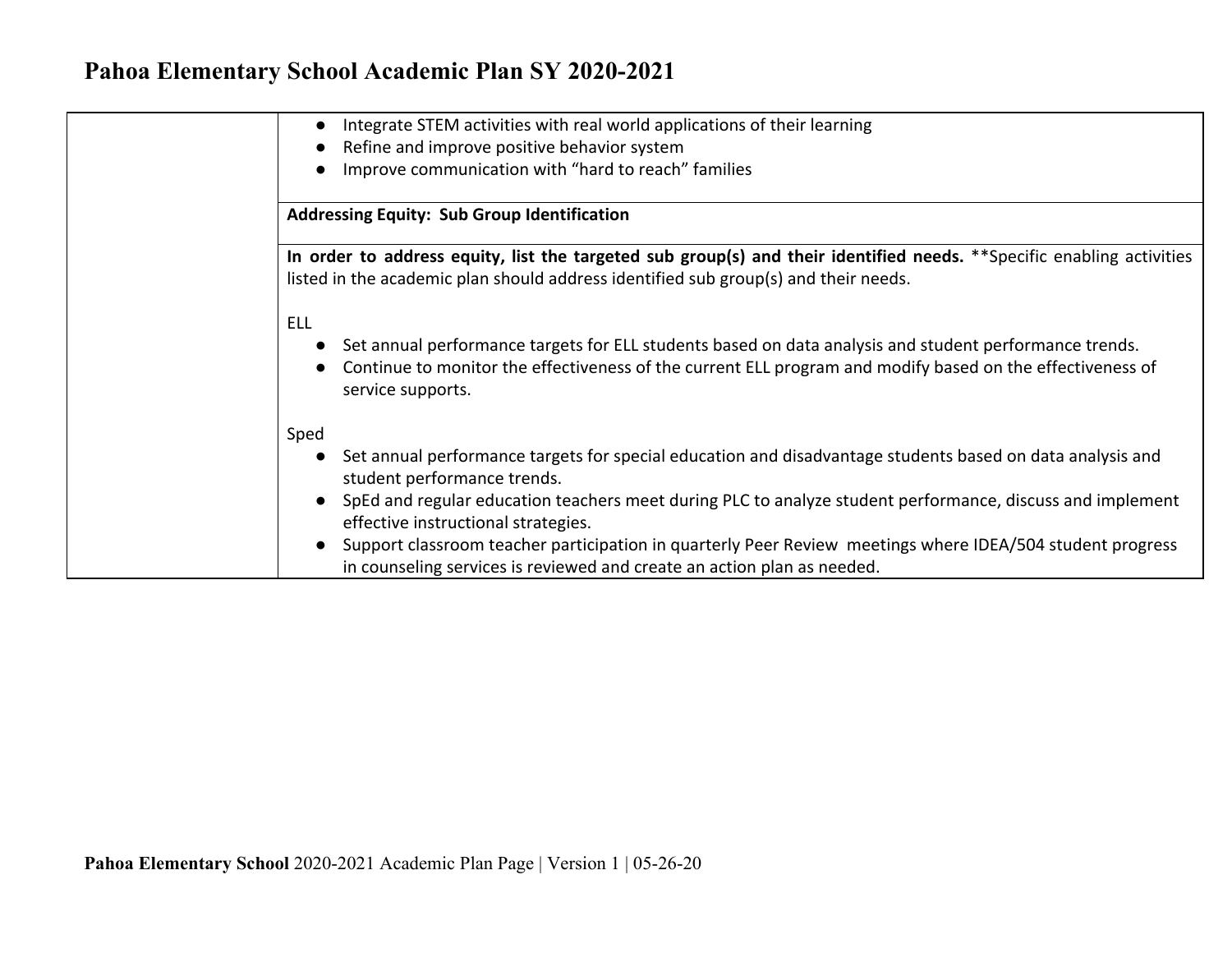| | |
|---|---|
| | <ul><li>Integrate STEM activities with real world applications of their learning</li><li>Refine and improve positive behavior system</li><li>Improve communication with “hard to reach” families</li></ul> |
| | **Addressing Equity: Sub Group Identification** |
| | **In order to address equity, list the targeted sub group(s) and their identified needs.** **Specific enabling activities listed in the academic plan should address identified sub group(s) and their needs.<br><br>ELL<ul><li>Set annual performance targets for ELL students based on data analysis and student performance trends.</li><li>Continue to monitor the effectiveness of the current ELL program and modify based on the effectiveness of service supports.</li></ul>Sped<ul><li>Set annual performance targets for special education and disadvantage students based on data analysis and student performance trends.</li><li>SpEd and regular education teachers meet during PLC to analyze student performance, discuss and implement effective instructional strategies.</li><li>Support classroom teacher participation in quarterly Peer Review meetings where IDEA/504 student progress in counseling services is reviewed and create an action plan as needed.</li></ul> |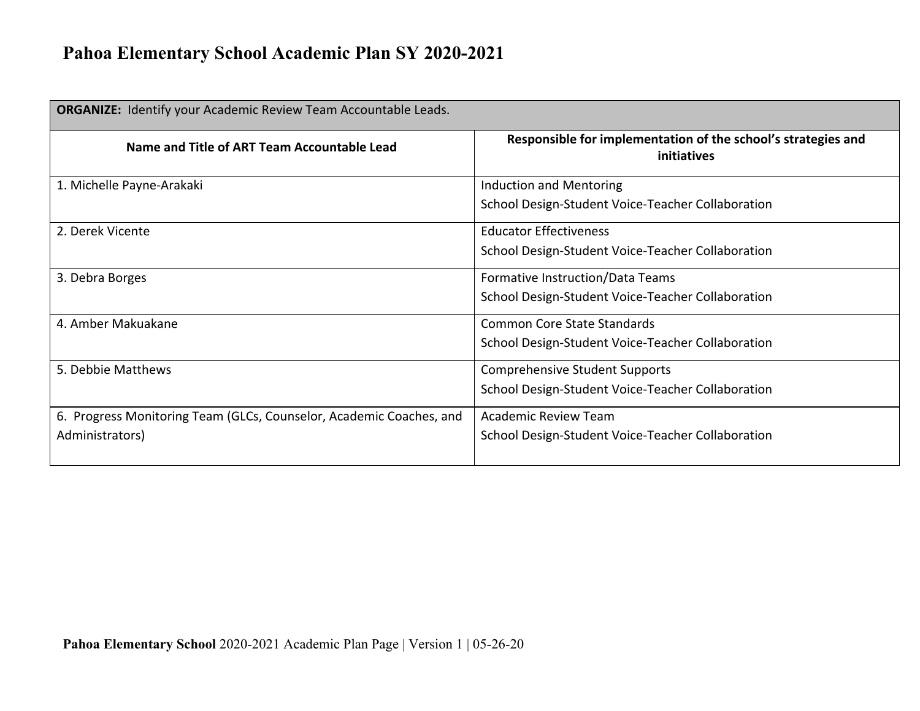# Pahoa Elementary School Academic Plan SY 2020-2021

| **ORGANIZE:** Identify your Academic Review Team Accountable Leads. | |
|---|---|
| **Name and Title of ART Team Accountable Lead** | **Responsible for implementation of the school's strategies and initiatives** |
| 1. Michelle Payne-Arakaki | Induction and Mentoring<br>School Design-Student Voice-Teacher Collaboration |
| 2. Derek Vicente | Educator Effectiveness<br>School Design-Student Voice-Teacher Collaboration |
| 3. Debra Borges | Formative Instruction/Data Teams<br>School Design-Student Voice-Teacher Collaboration |
| 4. Amber Makuakane | Common Core State Standards<br>School Design-Student Voice-Teacher Collaboration |
| 5. Debbie Matthews | Comprehensive Student Supports<br>School Design-Student Voice-Teacher Collaboration |
| 6. Progress Monitoring Team (GLCs, Counselor, Academic Coaches, and Administrators) | Academic Review Team<br>School Design-Student Voice-Teacher Collaboration |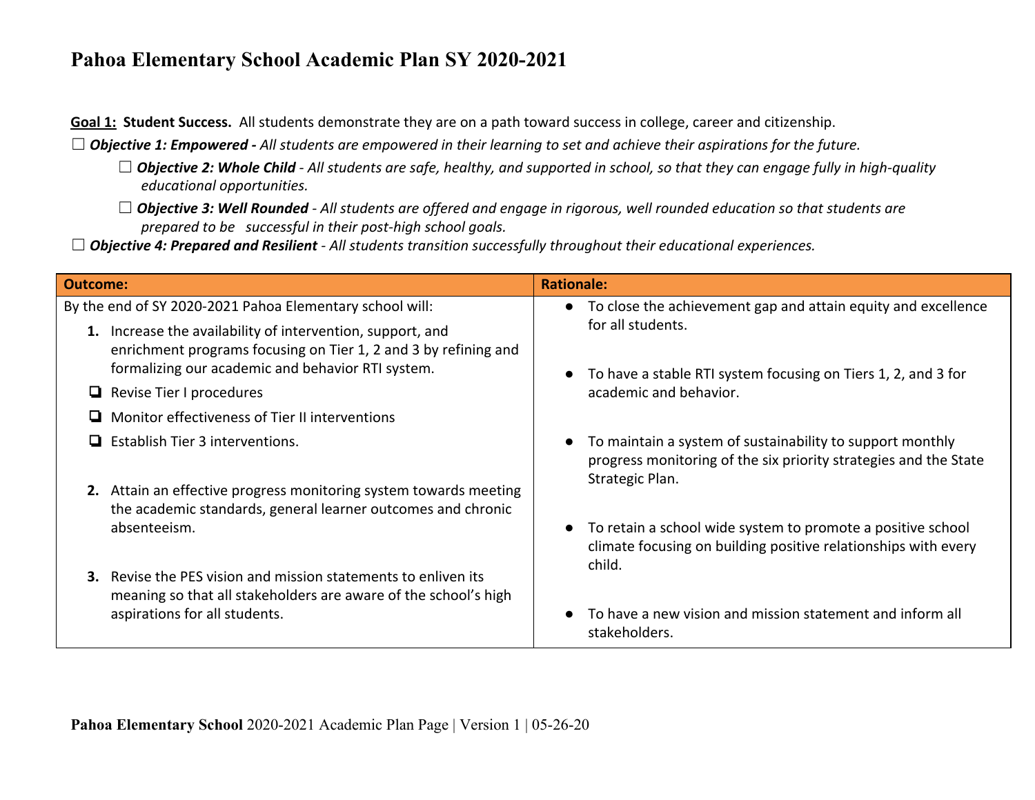# Pahoa Elementary School Academic Plan SY 2020-2021

**Goal 1: Student Success.** All students demonstrate they are on a path toward success in college, career and citizenship.

☐ ***Objective 1: Empowered*** *- All students are empowered in their learning to set and achieve their aspirations for the future.*

☐ ***Objective 2: Whole Child*** *- All students are safe, healthy, and supported in school, so that they can engage fully in high-quality educational opportunities.*

☐ ***Objective 3: Well Rounded*** *- All students are offered and engage in rigorous, well rounded education so that students are prepared to be successful in their post-high school goals.*

☐ ***Objective 4: Prepared and Resilient*** *- All students transition successfully throughout their educational experiences.*

| **Outcome:** | **Rationale:** |
|---|---|
| By the end of SY 2020-2021 Pahoa Elementary school will:<br>**1.** Increase the availability of intervention, support, and enrichment programs focusing on Tier 1, 2 and 3 by refining and formalizing our academic and behavior RTI system.<br>❑ Revise Tier I procedures<br>❑ Monitor effectiveness of Tier II interventions<br>❑ Establish Tier 3 interventions.<br><br>**2.** Attain an effective progress monitoring system towards meeting the academic standards, general learner outcomes and chronic absenteeism.<br><br>**3.** Revise the PES vision and mission statements to enliven its meaning so that all stakeholders are aware of the school's high aspirations for all students. | ● To close the achievement gap and attain equity and excellence for all students.<br><br>● To have a stable RTI system focusing on Tiers 1, 2, and 3 for academic and behavior.<br><br>● To maintain a system of sustainability to support monthly progress monitoring of the six priority strategies and the State Strategic Plan.<br><br>● To retain a school wide system to promote a positive school climate focusing on building positive relationships with every child.<br><br>● To have a new vision and mission statement and inform all stakeholders. |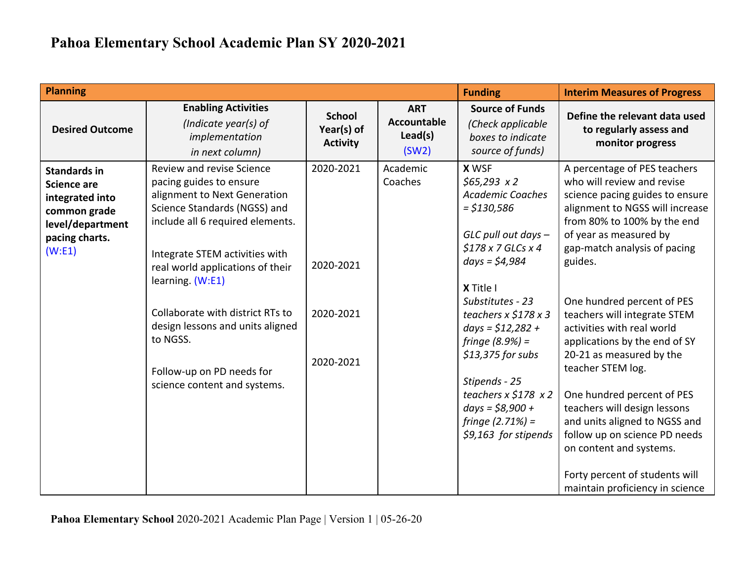# Pahoa Elementary School Academic Plan SY 2020-2021

| Planning | | | | Funding | Interim Measures of Progress |
|---|---|---|---|---|---|
| **Desired Outcome** | **Enabling Activities** *(Indicate year(s) of implementation in next column)* | **School Year(s) of Activity** | **ART Accountable Lead(s)** (SW2) | **Source of Funds** *(Check applicable boxes to indicate source of funds)* | **Define the relevant data used to regularly assess and monitor progress** |
| **Standards in Science are integrated into common grade level/department pacing charts.** (W:E1) | Review and revise Science pacing guides to ensure alignment to Next Generation Science Standards (NGSS) and include all 6 required elements.<br><br>Integrate STEM activities with real world applications of their learning. (W:E1)<br><br>Collaborate with district RTs to design lessons and units aligned to NGSS.<br><br>Follow-up on PD needs for science content and systems. | 2020-2021<br><br>2020-2021<br><br>2020-2021<br><br>2020-2021 | Academic Coaches | **X** WSF<br>*$65,293 x 2 Academic Coaches = $130,586*<br><br>*GLC pull out days – $178 x 7 GLCs x 4 days = $4,984*<br><br>**X** Title I<br>*Substitutes - 23 teachers x $178 x 3 days = $12,282 + fringe (8.9%) = $13,375 for subs*<br><br>*Stipends - 25 teachers x $178 x 2 days = $8,900 + fringe (2.71%) = $9,163 for stipends* | A percentage of PES teachers who will review and revise science pacing guides to ensure alignment to NGSS will increase from 80% to 100% by the end of year as measured by gap-match analysis of pacing guides.<br><br>One hundred percent of PES teachers will integrate STEM activities with real world applications by the end of SY 20-21 as measured by the teacher STEM log.<br><br>One hundred percent of PES teachers will design lessons and units aligned to NGSS and follow up on science PD needs on content and systems.<br><br>Forty percent of students will maintain proficiency in science |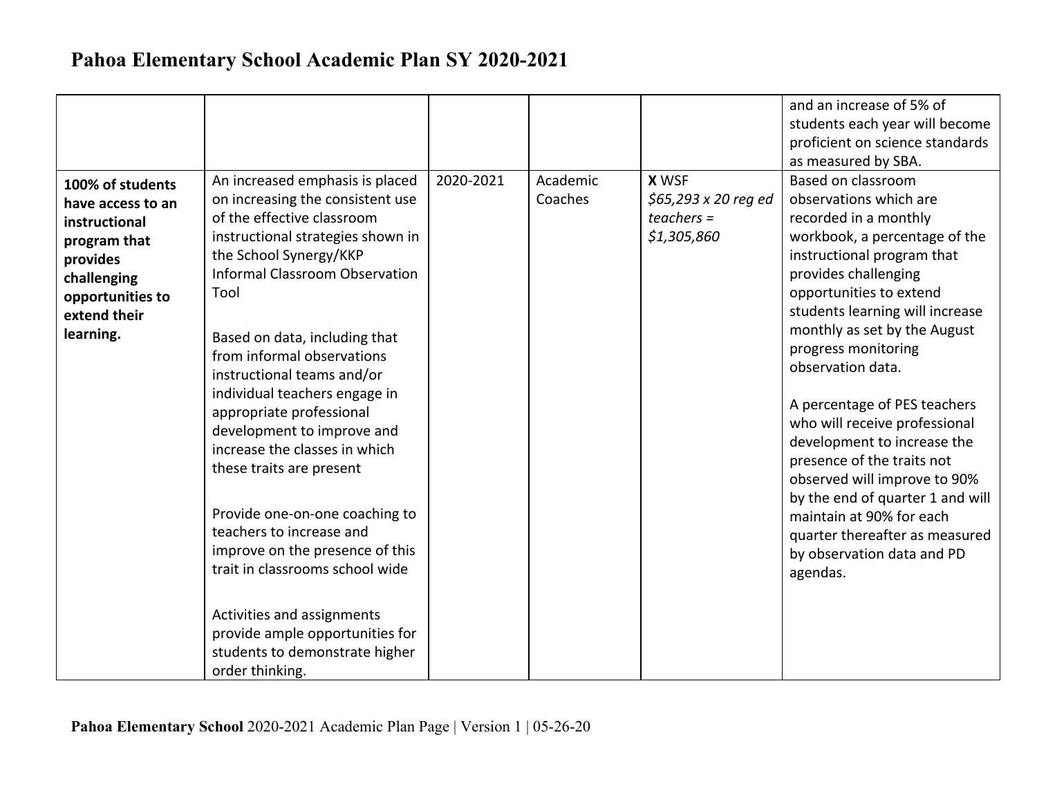# Pahoa Elementary School Academic Plan SY 2020-2021

| | | | | | |
|---|---|---|---|---|---|
| | | | | | and an increase of 5% of students each year will become proficient on science standards as measured by SBA. |
| **100% of students have access to an instructional program that provides challenging opportunities to extend their learning.** | An increased emphasis is placed on increasing the consistent use of the effective classroom instructional strategies shown in the School Synergy/KKP Informal Classroom Observation Tool<br><br>Based on data, including that from informal observations instructional teams and/or individual teachers engage in appropriate professional development to improve and increase the classes in which these traits are present<br><br>Provide one-on-one coaching to teachers to increase and improve on the presence of this trait in classrooms school wide<br><br>Activities and assignments provide ample opportunities for students to demonstrate higher order thinking. | 2020-2021 | Academic Coaches | **X** WSF<br>*$65,293 x 20 reg ed teachers = $1,305,860* | Based on classroom observations which are recorded in a monthly workbook, a percentage of the instructional program that provides challenging opportunities to extend students learning will increase monthly as set by the August progress monitoring observation data.<br><br>A percentage of PES teachers who will receive professional development to increase the presence of the traits not observed will improve to 90% by the end of quarter 1 and will maintain at 90% for each quarter thereafter as measured by observation data and PD agendas. |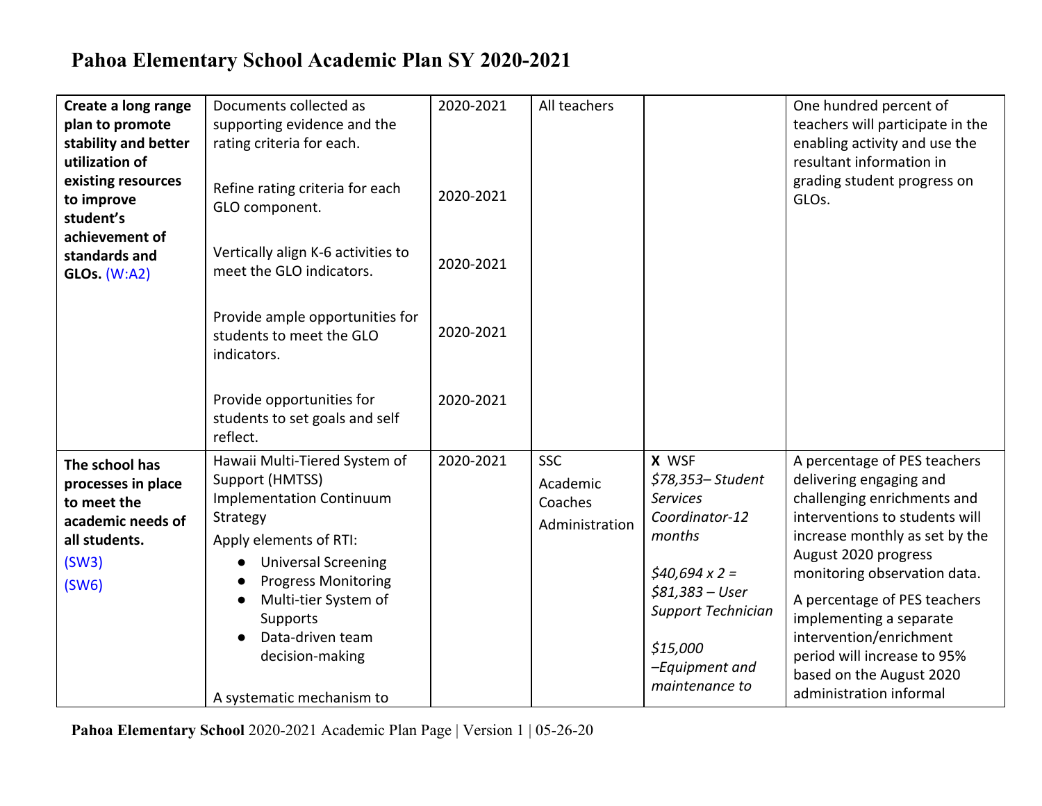# Pahoa Elementary School Academic Plan SY 2020-2021

| | | | | | |
|---|---|---|---|---|---|
| **Create a long range plan to promote stability and better utilization of existing resources to improve student's achievement of standards and GLOs.** (W:A2) | Documents collected as supporting evidence and the rating criteria for each.<br><br>Refine rating criteria for each GLO component.<br><br>Vertically align K-6 activities to meet the GLO indicators.<br><br>Provide ample opportunities for students to meet the GLO indicators.<br><br>Provide opportunities for students to set goals and self reflect. | 2020-2021<br><br>2020-2021<br><br>2020-2021<br><br>2020-2021<br><br>2020-2021 | All teachers | | One hundred percent of teachers will participate in the enabling activity and use the resultant information in grading student progress on GLOs. |
| **The school has processes in place to meet the academic needs of all students.**<br>(SW3)<br>(SW6) | Hawaii Multi-Tiered System of Support (HMTSS) Implementation Continuum Strategy<br>Apply elements of RTI:<br>• Universal Screening<br>• Progress Monitoring<br>• Multi-tier System of Supports<br>• Data-driven team decision-making<br><br>A systematic mechanism to | 2020-2021 | SSC<br>Academic Coaches<br>Administration | **X** WSF<br>*$78,353– Student Services Coordinator-12 months*<br><br>*$40,694 x 2 = $81,383 – User Support Technician*<br><br>*$15,000 –Equipment and maintenance to* | A percentage of PES teachers delivering engaging and challenging enrichments and interventions to students will increase monthly as set by the August 2020 progress monitoring observation data.<br>A percentage of PES teachers implementing a separate intervention/enrichment period will increase to 95% based on the August 2020 administration informal |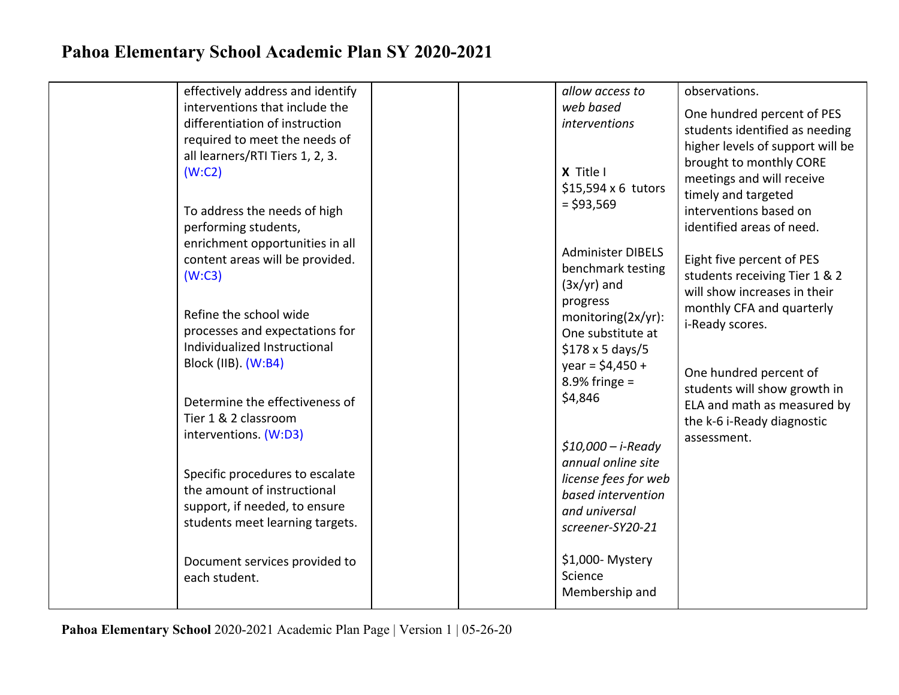# Pahoa Elementary School Academic Plan SY 2020-2021

| | | | | | |
|---|---|---|---|---|---|
| | effectively address and identify interventions that include the differentiation of instruction required to meet the needs of all learners/RTI Tiers 1, 2, 3. (W:C2)<br><br>To address the needs of high performing students, enrichment opportunities in all content areas will be provided. (W:C3)<br><br>Refine the school wide processes and expectations for Individualized Instructional Block (IIB). (W:B4)<br><br>Determine the effectiveness of Tier 1 & 2 classroom interventions. (W:D3)<br><br>Specific procedures to escalate the amount of instructional support, if needed, to ensure students meet learning targets.<br><br>Document services provided to each student. | | | *allow access to web based interventions*<br><br>**X** Title I $15,594 x 6 tutors = $93,569<br><br>Administer DIBELS benchmark testing (3x/yr) and progress monitoring(2x/yr): One substitute at $178 x 5 days/5 year = $4,450 + 8.9% fringe = $4,846<br><br>*$10,000 – i-Ready annual online site license fees for web based intervention and universal screener-SY20-21*<br><br>$1,000- Mystery Science Membership and | observations.<br><br>One hundred percent of PES students identified as needing higher levels of support will be brought to monthly CORE meetings and will receive timely and targeted interventions based on identified areas of need.<br><br>Eight five percent of PES students receiving Tier 1 & 2 will show increases in their monthly CFA and quarterly i-Ready scores.<br><br>One hundred percent of students will show growth in ELA and math as measured by the k-6 i-Ready diagnostic assessment. |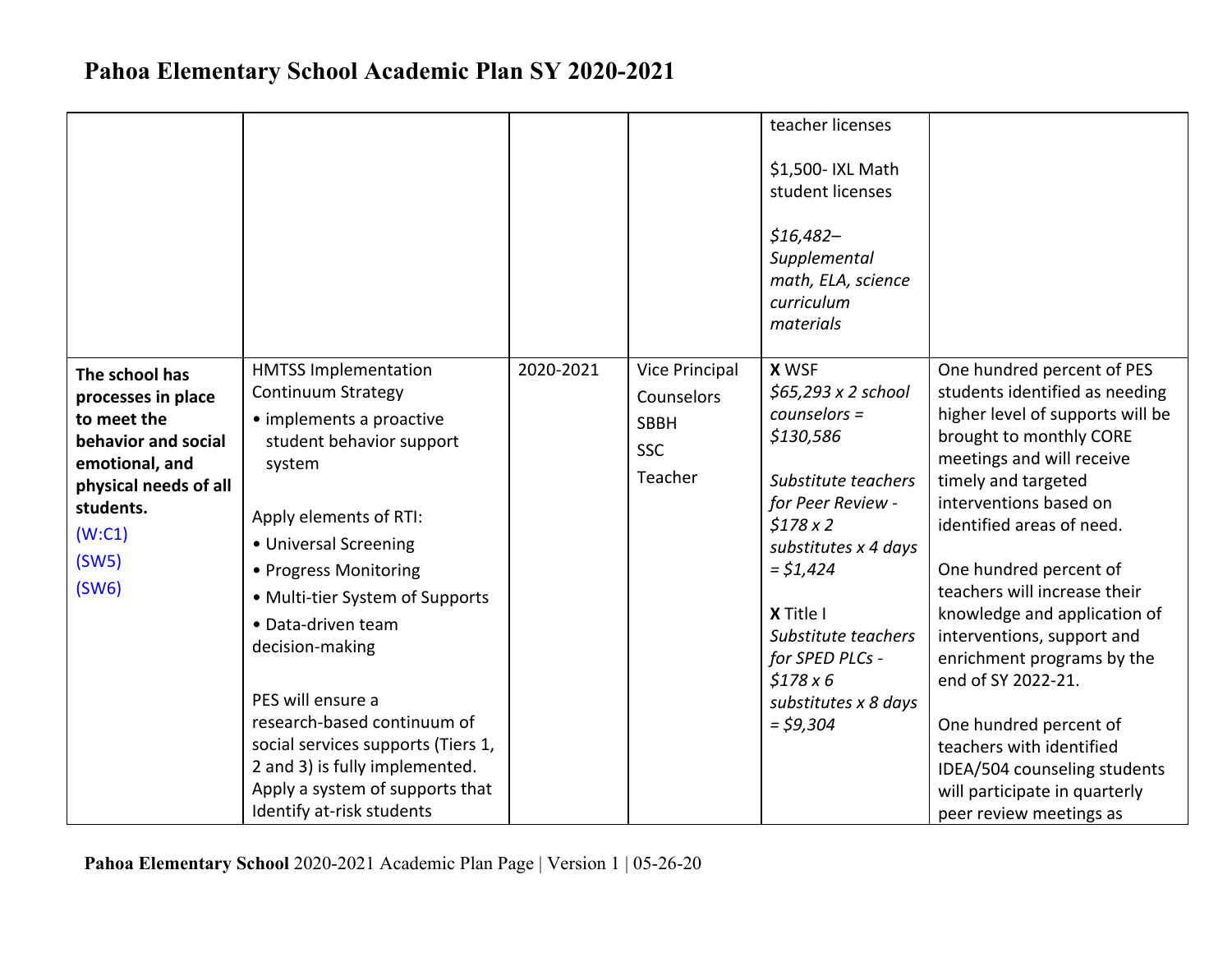# Pahoa Elementary School Academic Plan SY 2020-2021

| | | | | | |
|---|---|---|---|---|---|
| | | | | teacher licenses<br><br>$1,500- IXL Math student licenses<br><br>*$16,482– Supplemental math, ELA, science curriculum materials* | |
| **The school has processes in place to meet the behavior and social emotional, and physical needs of all students.**<br>(W:C1)<br>(SW5)<br>(SW6) | HMTSS Implementation Continuum Strategy<br>• implements a proactive student behavior support system<br><br>Apply elements of RTI:<br>• Universal Screening<br>• Progress Monitoring<br>• Multi-tier System of Supports<br>• Data-driven team decision-making<br><br>PES will ensure a research-based continuum of social services supports (Tiers 1, 2 and 3) is fully implemented. Apply a system of supports that Identify at-risk students | 2020-2021 | Vice Principal<br>Counselors<br>SBBH<br>SSC<br>Teacher | **X** WSF<br>*$65,293 x 2 school counselors = $130,586*<br><br>*Substitute teachers for Peer Review - $178 x 2 substitutes x 4 days = $1,424*<br><br>**X** Title I<br>*Substitute teachers for SPED PLCs - $178 x 6 substitutes x 8 days = $9,304* | One hundred percent of PES students identified as needing higher level of supports will be brought to monthly CORE meetings and will receive timely and targeted interventions based on identified areas of need.<br><br>One hundred percent of teachers will increase their knowledge and application of interventions, support and enrichment programs by the end of SY 2022-21.<br><br>One hundred percent of teachers with identified IDEA/504 counseling students will participate in quarterly peer review meetings as |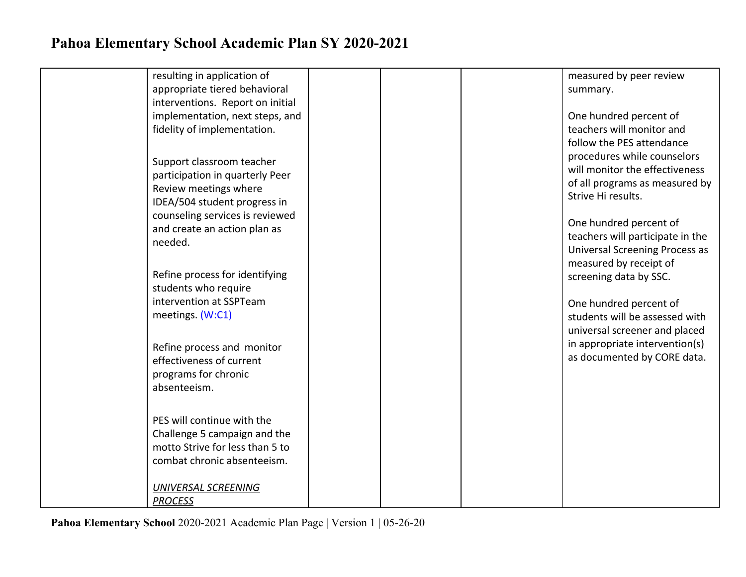# Pahoa Elementary School Academic Plan SY 2020-2021

| | | | | | |
|---|---|---|---|---|---|
| | resulting in application of appropriate tiered behavioral interventions. Report on initial implementation, next steps, and fidelity of implementation.<br><br>Support classroom teacher participation in quarterly Peer Review meetings where IDEA/504 student progress in counseling services is reviewed and create an action plan as needed.<br><br>Refine process for identifying students who require intervention at SSPTeam meetings. (W:C1)<br><br>Refine process and monitor effectiveness of current programs for chronic absenteeism.<br><br>PES will continue with the Challenge 5 campaign and the motto Strive for less than 5 to combat chronic absenteeism.<br><br>*UNIVERSAL SCREENING PROCESS* | | | | measured by peer review summary.<br><br>One hundred percent of teachers will monitor and follow the PES attendance procedures while counselors will monitor the effectiveness of all programs as measured by Strive Hi results.<br><br>One hundred percent of teachers will participate in the Universal Screening Process as measured by receipt of screening data by SSC.<br><br>One hundred percent of students will be assessed with universal screener and placed in appropriate intervention(s) as documented by CORE data. |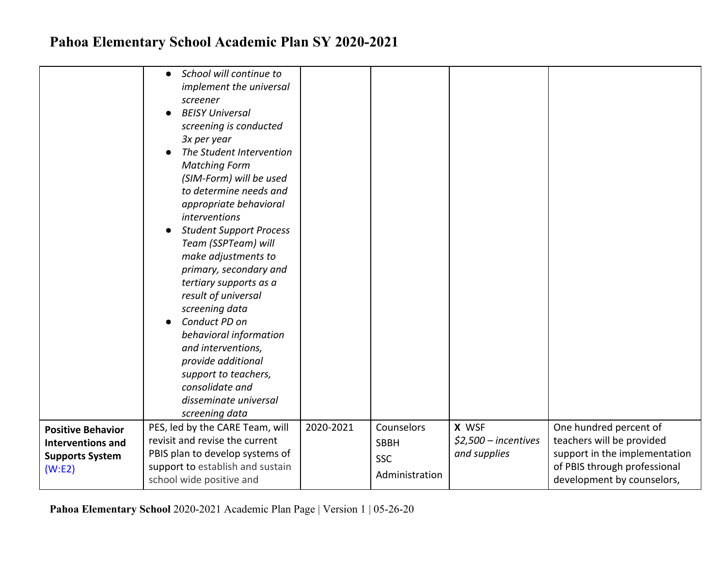# Pahoa Elementary School Academic Plan SY 2020-2021

| | | | | | |
|---|---|---|---|---|---|
| | <ul><li>*School will continue to implement the universal screener*</li><li>*BEISY Universal screening is conducted 3x per year*</li><li>*The Student Intervention Matching Form (SIM-Form) will be used to determine needs and appropriate behavioral interventions*</li><li>*Student Support Process Team (SSPTeam) will make adjustments to primary, secondary and tertiary supports as a result of universal screening data*</li><li>*Conduct PD on behavioral information and interventions, provide additional support to teachers, consolidate and disseminate universal screening data*</li></ul> | | | | |
| **Positive Behavior Interventions and Supports System** (W:E2) | PES, led by the CARE Team, will revisit and revise the current PBIS plan to develop systems of support to establish and sustain school wide positive and | 2020-2021 | Counselors<br>SBBH<br>SSC<br>Administration | **X** WSF<br>*$2,500 – incentives and supplies* | One hundred percent of teachers will be provided support in the implementation of PBIS through professional development by counselors, |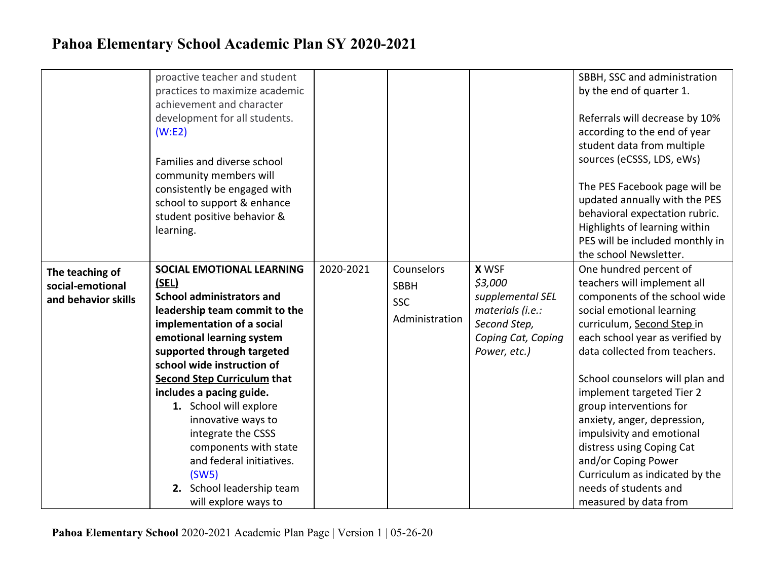# Pahoa Elementary School Academic Plan SY 2020-2021

| | | | | | |
|---|---|---|---|---|---|
| | proactive teacher and student practices to maximize academic achievement and character development for all students. (W:E2)<br><br>Families and diverse school community members will consistently be engaged with school to support & enhance student positive behavior & learning. | | | | SBBH, SSC and administration by the end of quarter 1.<br><br>Referrals will decrease by 10% according to the end of year student data from multiple sources (eCSSS, LDS, eWs)<br><br>The PES Facebook page will be updated annually with the PES behavioral expectation rubric. Highlights of learning within PES will be included monthly in the school Newsletter. |
| **The teaching of social-emotional and behavior skills** | **SOCIAL EMOTIONAL LEARNING (SEL)**<br>**School administrators and leadership team commit to the implementation of a social emotional learning system supported through targeted school wide instruction of Second Step Curriculum that includes a pacing guide.**<br>**1.** School will explore innovative ways to integrate the CSSS components with state and federal initiatives. (SW5)<br>**2.** School leadership team will explore ways to | 2020-2021 | Counselors<br>SBBH<br>SSC<br>Administration | **X** WSF<br>*$3,000 supplemental SEL materials (i.e.: Second Step, Coping Cat, Coping Power, etc.)* | One hundred percent of teachers will implement all components of the school wide social emotional learning curriculum, Second Step in each school year as verified by data collected from teachers.<br><br>School counselors will plan and implement targeted Tier 2 group interventions for anxiety, anger, depression, impulsivity and emotional distress using Coping Cat and/or Coping Power Curriculum as indicated by the needs of students and measured by data from |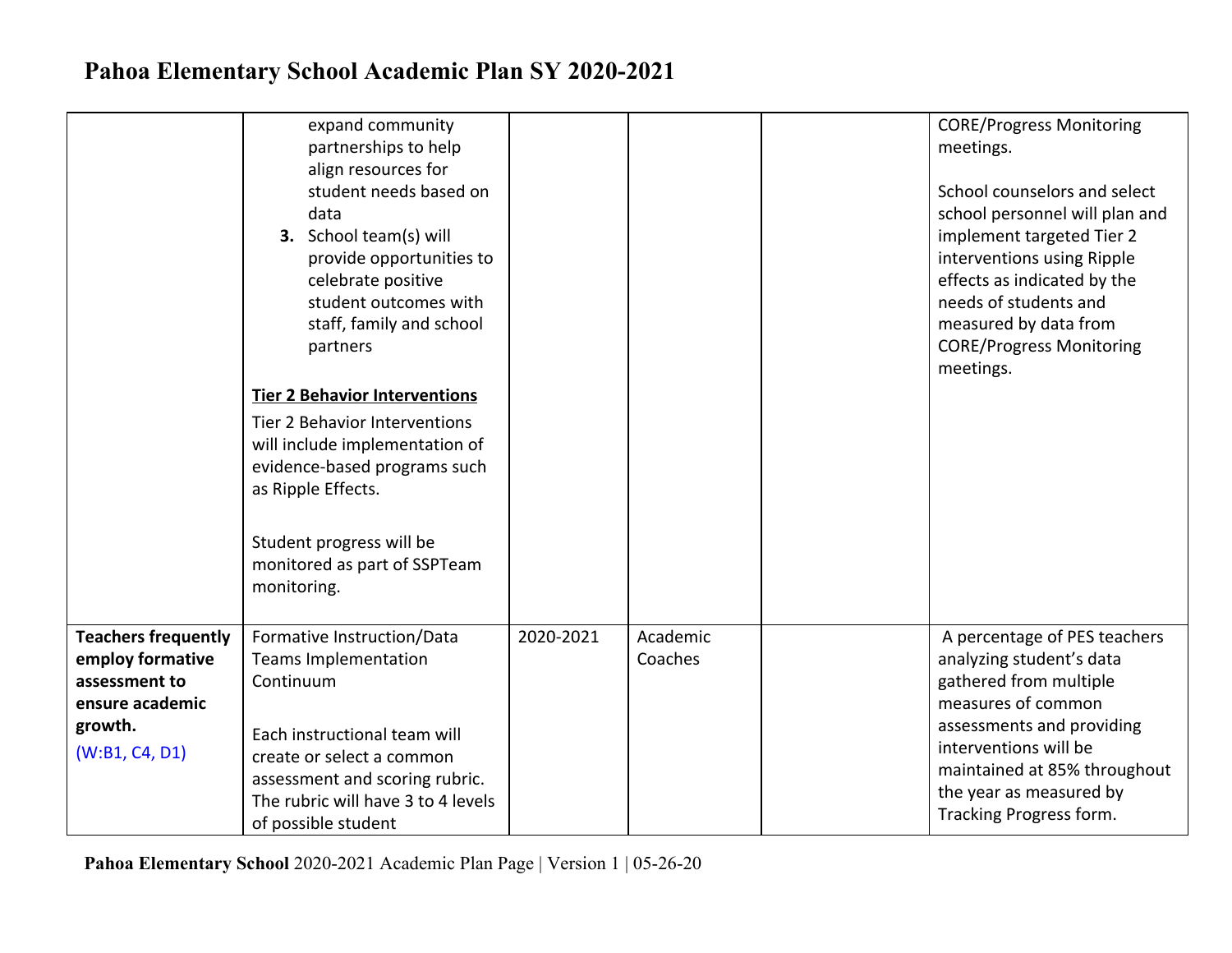# Pahoa Elementary School Academic Plan SY 2020-2021

| | | | | | |
|---|---|---|---|---|---|
| | expand community partnerships to help align resources for student needs based on data<br>**3.** School team(s) will provide opportunities to celebrate positive student outcomes with staff, family and school partners<br><br>**Tier 2 Behavior Interventions**<br>Tier 2 Behavior Interventions will include implementation of evidence-based programs such as Ripple Effects.<br><br>Student progress will be monitored as part of SSPTeam monitoring. | | | | CORE/Progress Monitoring meetings.<br><br>School counselors and select school personnel will plan and implement targeted Tier 2 interventions using Ripple effects as indicated by the needs of students and measured by data from CORE/Progress Monitoring meetings. |
| **Teachers frequently employ formative assessment to ensure academic growth.**<br>(W:B1, C4, D1) | Formative Instruction/Data Teams Implementation Continuum<br><br>Each instructional team will create or select a common assessment and scoring rubric. The rubric will have 3 to 4 levels of possible student | 2020-2021 | Academic Coaches | | A percentage of PES teachers analyzing student's data gathered from multiple measures of common assessments and providing interventions will be maintained at 85% throughout the year as measured by Tracking Progress form. |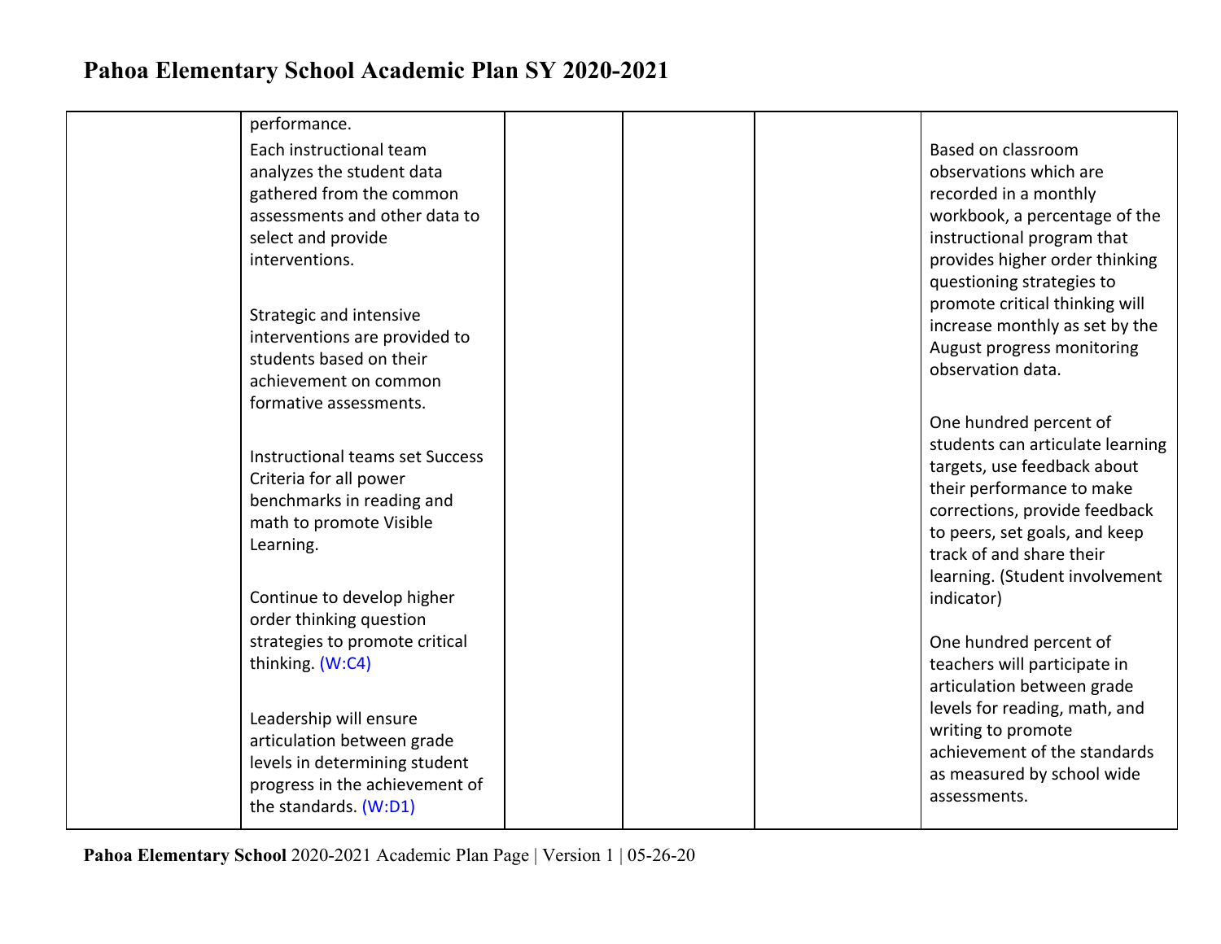| | | | | | |
|---|---|---|---|---|---|
| | performance.<br><br>Each instructional team analyzes the student data gathered from the common assessments and other data to select and provide interventions.<br><br>Strategic and intensive interventions are provided to students based on their achievement on common formative assessments.<br><br>Instructional teams set Success Criteria for all power benchmarks in reading and math to promote Visible Learning.<br><br>Continue to develop higher order thinking question strategies to promote critical thinking. (W:C4)<br><br>Leadership will ensure articulation between grade levels in determining student progress in the achievement of the standards. (W:D1) | | | | Based on classroom observations which are recorded in a monthly workbook, a percentage of the instructional program that provides higher order thinking questioning strategies to promote critical thinking will increase monthly as set by the August progress monitoring observation data.<br><br>One hundred percent of students can articulate learning targets, use feedback about their performance to make corrections, provide feedback to peers, set goals, and keep track of and share their learning. (Student involvement indicator)<br><br>One hundred percent of teachers will participate in articulation between grade levels for reading, math, and writing to promote achievement of the standards as measured by school wide assessments. |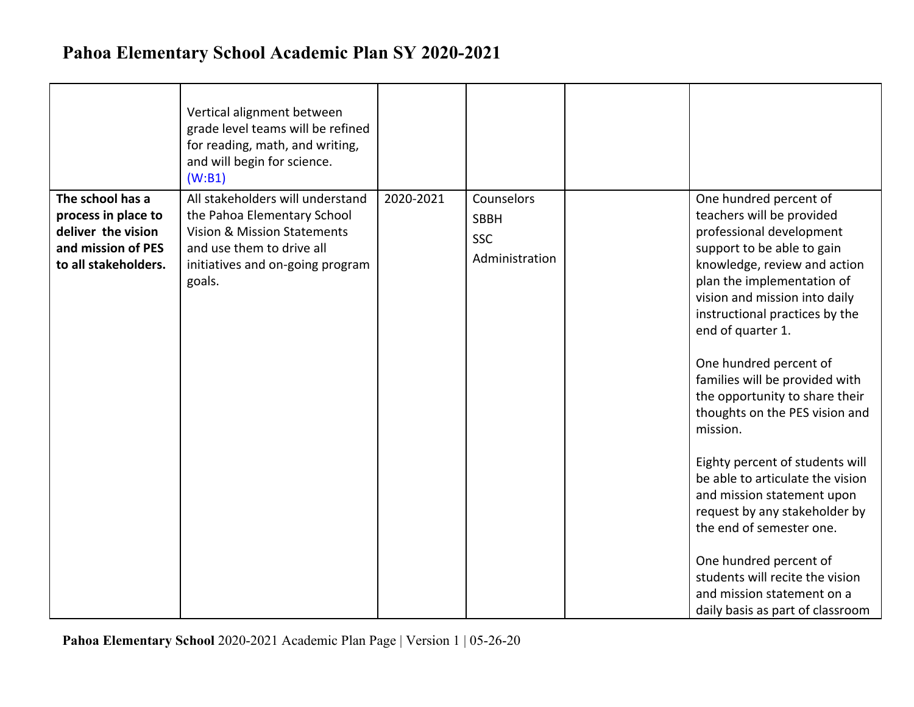# Pahoa Elementary School Academic Plan SY 2020-2021

| | | | | | |
|---|---|---|---|---|---|
| | Vertical alignment between grade level teams will be refined for reading, math, and writing, and will begin for science. (W:B1) | | | | |
| **The school has a process in place to deliver the vision and mission of PES to all stakeholders.** | All stakeholders will understand the Pahoa Elementary School Vision & Mission Statements and use them to drive all initiatives and on-going program goals. | 2020-2021 | Counselors<br>SBBH<br>SSC<br>Administration | | One hundred percent of teachers will be provided professional development support to be able to gain knowledge, review and action plan the implementation of vision and mission into daily instructional practices by the end of quarter 1.<br><br>One hundred percent of families will be provided with the opportunity to share their thoughts on the PES vision and mission.<br><br>Eighty percent of students will be able to articulate the vision and mission statement upon request by any stakeholder by the end of semester one.<br><br>One hundred percent of students will recite the vision and mission statement on a daily basis as part of classroom |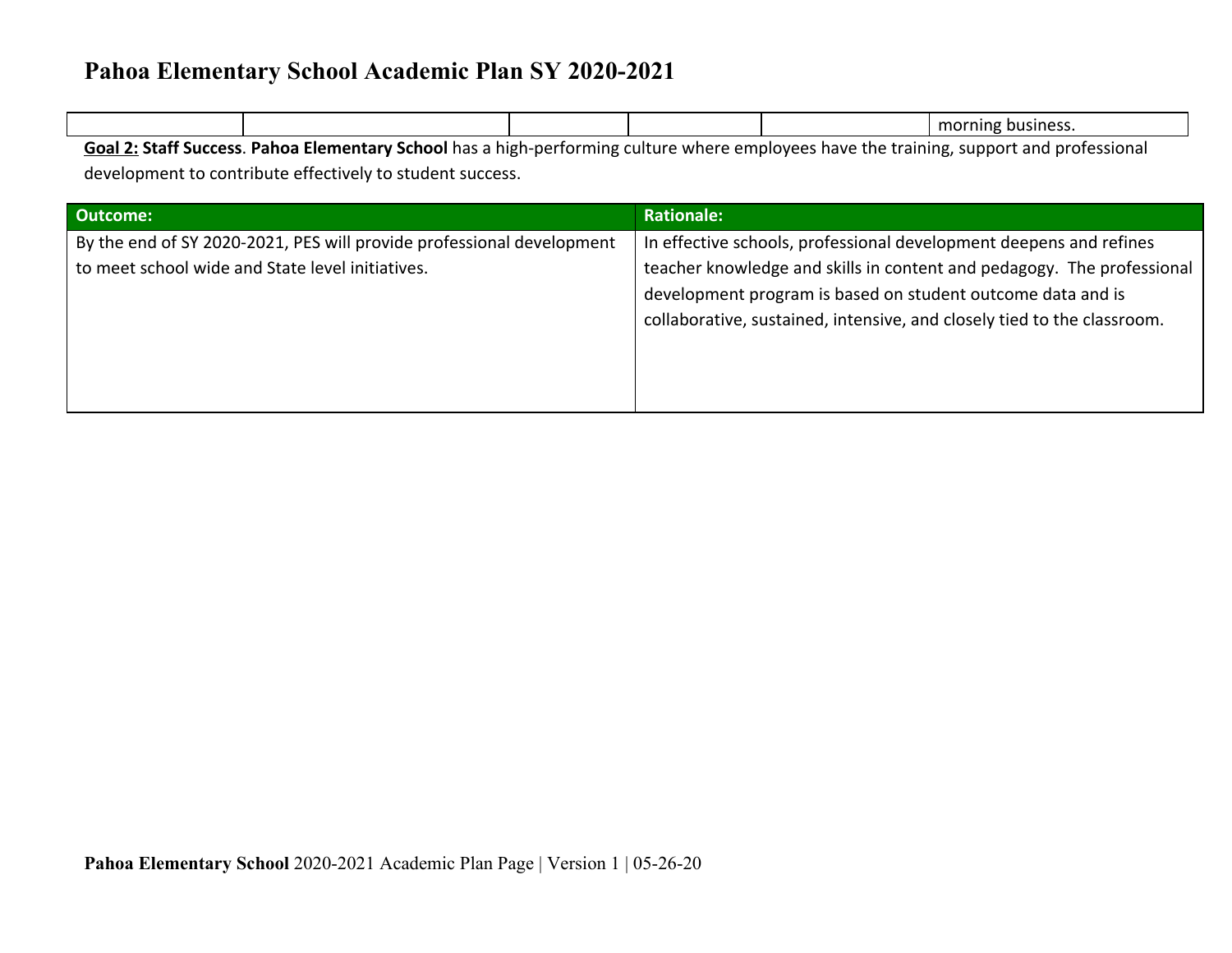| | | | | | |
|---|---|---|---|---|---|
| | | | | | morning business. |

**Goal 2: Staff Success**. **Pahoa Elementary School** has a high-performing culture where employees have the training, support and professional development to contribute effectively to student success.

| Outcome: | Rationale: |
|---|---|
| By the end of SY 2020-2021, PES will provide professional development to meet school wide and State level initiatives. | In effective schools, professional development deepens and refines teacher knowledge and skills in content and pedagogy. The professional development program is based on student outcome data and is collaborative, sustained, intensive, and closely tied to the classroom. |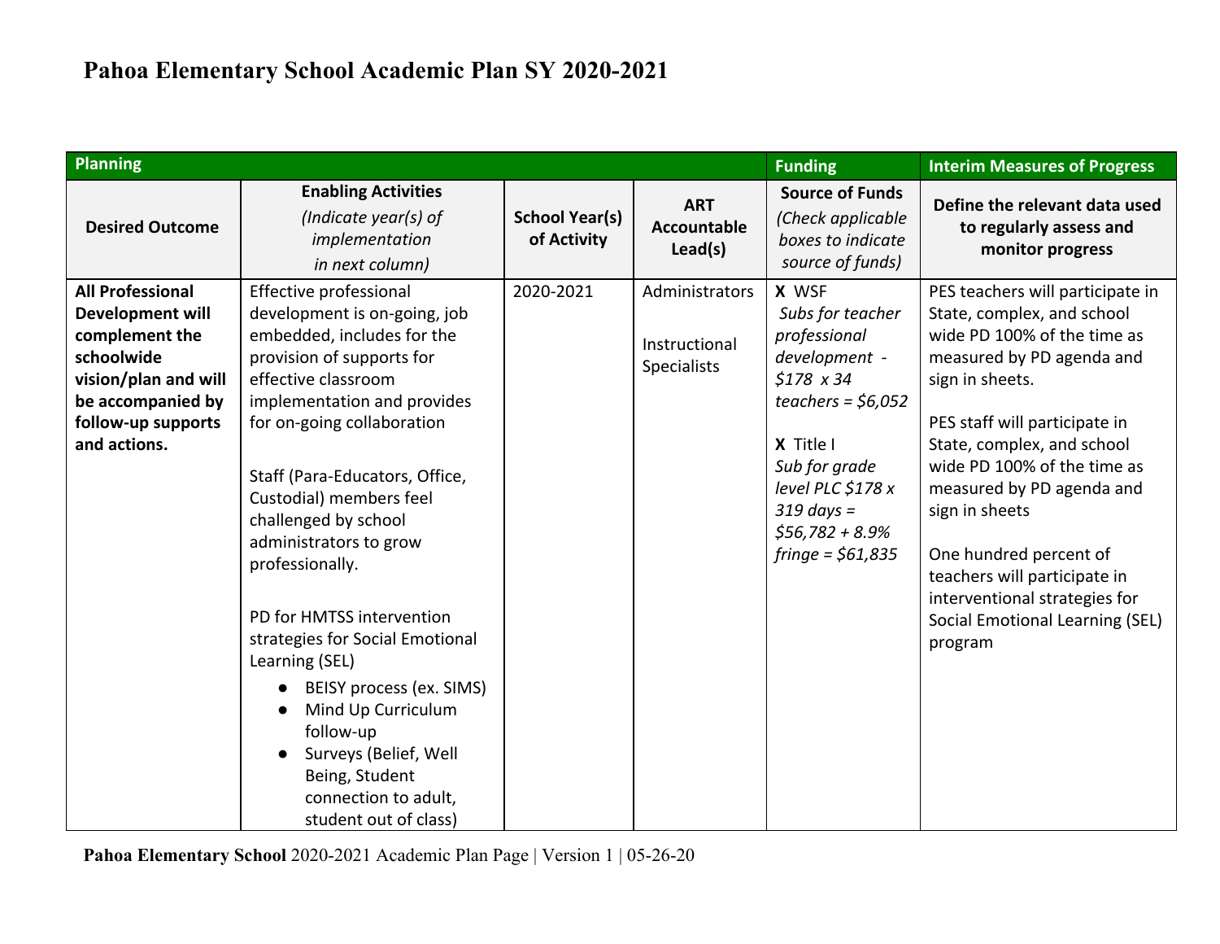# Pahoa Elementary School Academic Plan SY 2020-2021

| Planning | | | | Funding | Interim Measures of Progress |
|---|---|---|---|---|---|
| **Desired Outcome** | **Enabling Activities** *(Indicate year(s) of implementation in next column)* | **School Year(s) of Activity** | **ART Accountable Lead(s)** | **Source of Funds** *(Check applicable boxes to indicate source of funds)* | **Define the relevant data used to regularly assess and monitor progress** |
| **All Professional Development will complement the schoolwide vision/plan and will be accompanied by follow-up supports and actions.** | Effective professional development is on-going, job embedded, includes for the provision of supports for effective classroom implementation and provides for on-going collaboration<br><br>Staff (Para-Educators, Office, Custodial) members feel challenged by school administrators to grow professionally.<br><br>PD for HMTSS intervention strategies for Social Emotional Learning (SEL)<br>● BEISY process (ex. SIMS)<br>● Mind Up Curriculum follow-up<br>● Surveys (Belief, Well Being, Student connection to adult, student out of class) | 2020-2021 | Administrators<br><br>Instructional Specialists | **X** WSF<br>*Subs for teacher professional development - $178 x 34 teachers = $6,052*<br><br>**X** Title I<br>*Sub for grade level PLC $178 x 319 days = $56,782 + 8.9% fringe = $61,835* | PES teachers will participate in State, complex, and school wide PD 100% of the time as measured by PD agenda and sign in sheets.<br><br>PES staff will participate in State, complex, and school wide PD 100% of the time as measured by PD agenda and sign in sheets<br><br>One hundred percent of teachers will participate in interventional strategies for Social Emotional Learning (SEL) program |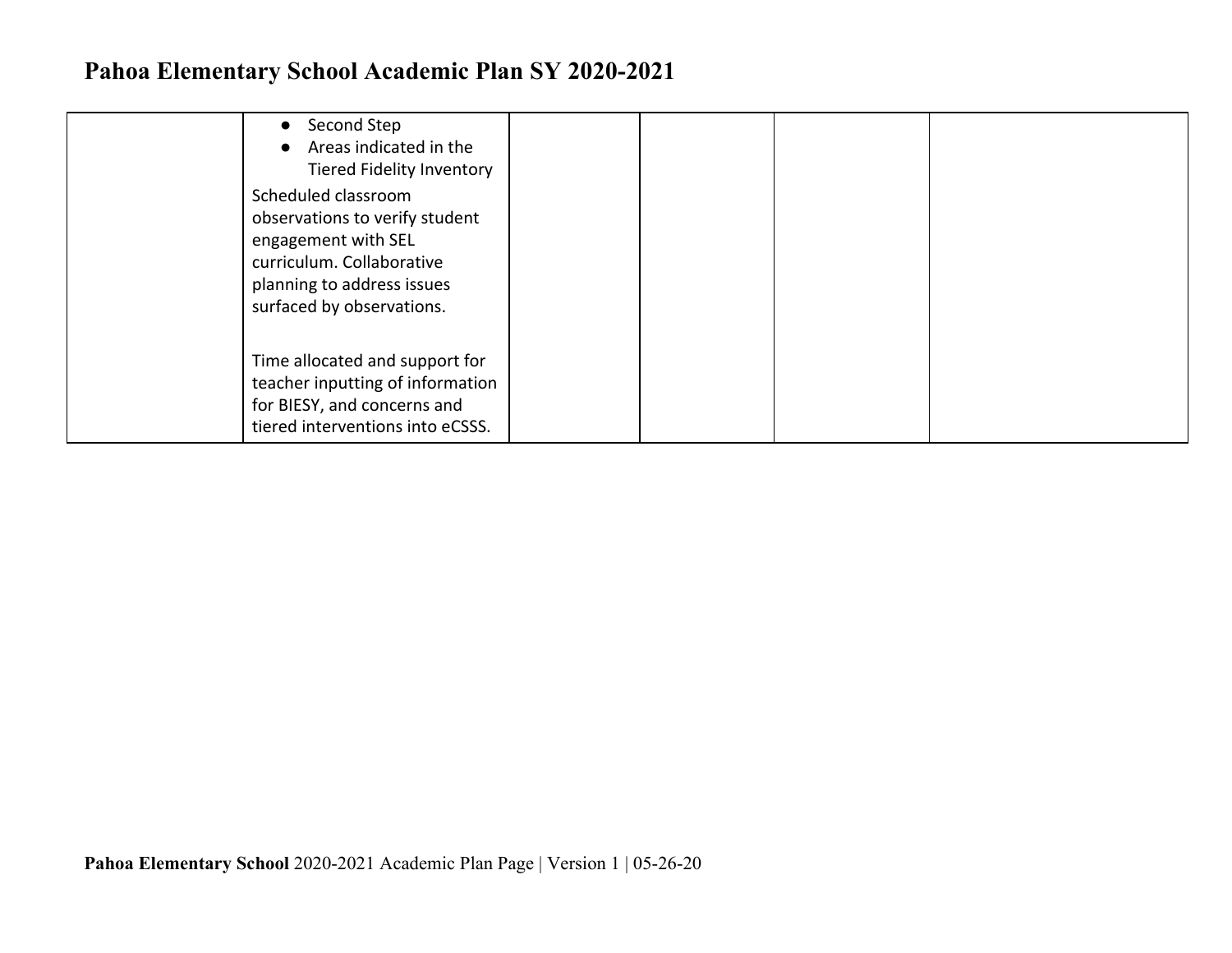|  |  |  |  |  |  |
|---|---|---|---|---|---|
|  | ● Second Step<br>● Areas indicated in the Tiered Fidelity Inventory<br>Scheduled classroom observations to verify student engagement with SEL curriculum. Collaborative planning to address issues surfaced by observations.<br><br>Time allocated and support for teacher inputting of information for BIESY, and concerns and tiered interventions into eCSSS. |  |  |  |  |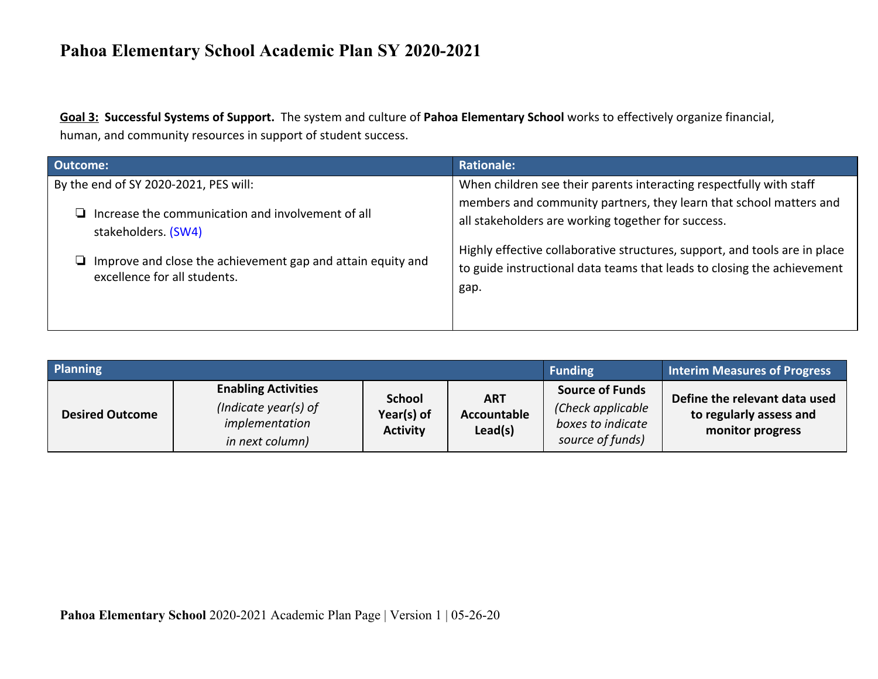# Pahoa Elementary School Academic Plan SY 2020-2021

**Goal 3: Successful Systems of Support.** The system and culture of **Pahoa Elementary School** works to effectively organize financial, human, and community resources in support of student success.

| Outcome: | Rationale: |
|---|---|
| By the end of SY 2020-2021, PES will:<br>❏ Increase the communication and involvement of all stakeholders. (SW4)<br>❏ Improve and close the achievement gap and attain equity and excellence for all students. | When children see their parents interacting respectfully with staff members and community partners, they learn that school matters and all stakeholders are working together for success.<br>Highly effective collaborative structures, support, and tools are in place to guide instructional data teams that leads to closing the achievement gap. |

| Planning | | | | Funding | Interim Measures of Progress |
|---|---|---|---|---|---|
| **Desired Outcome** | **Enabling Activities** *(Indicate year(s) of implementation in next column)* | **School Year(s) of Activity** | **ART Accountable Lead(s)** | **Source of Funds** *(Check applicable boxes to indicate source of funds)* | **Define the relevant data used to regularly assess and monitor progress** |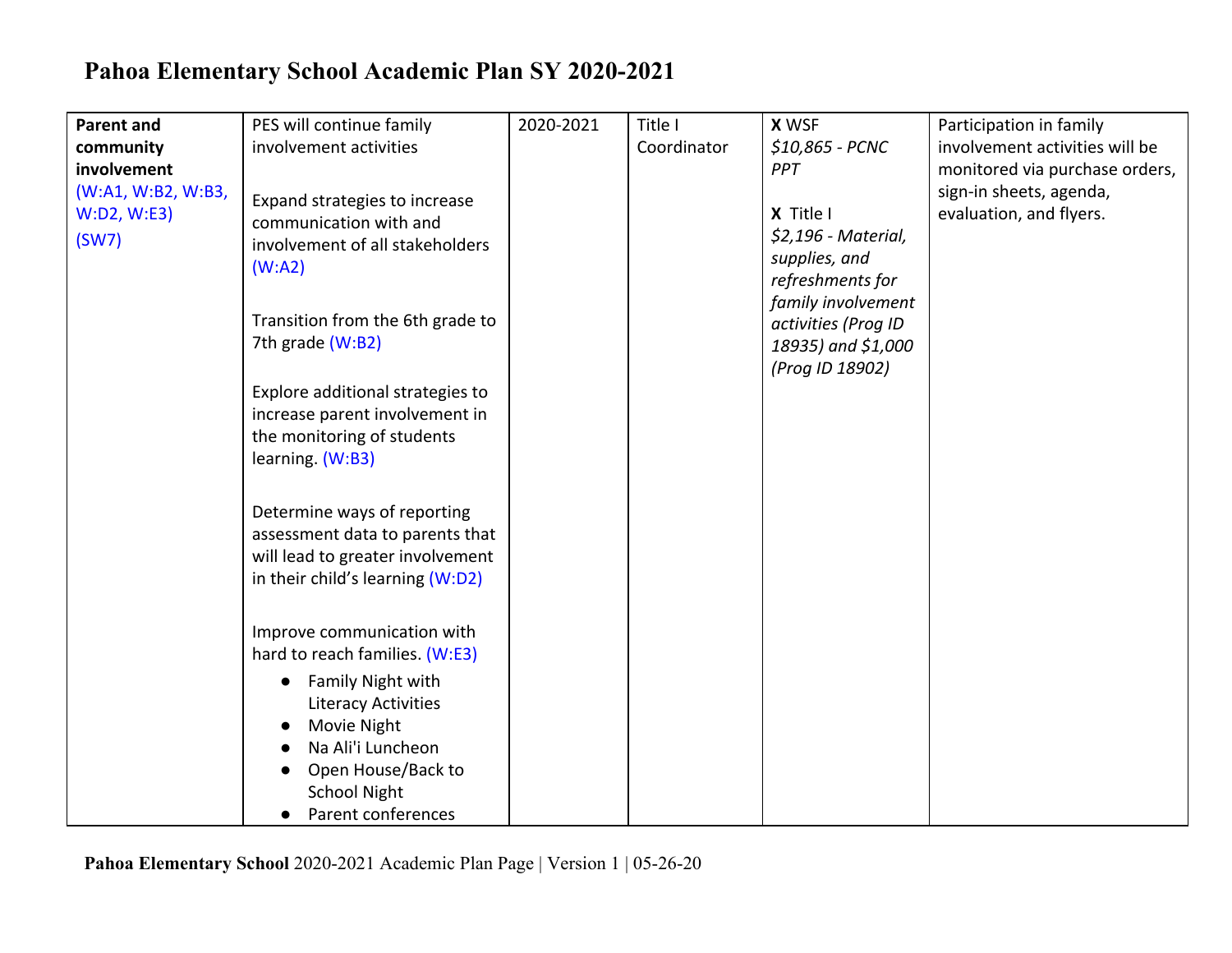# Pahoa Elementary School Academic Plan SY 2020-2021

| | | | | | |
|---|---|---|---|---|---|
| **Parent and community involvement** (W:A1, W:B2, W:B3, W:D2, W:E3) (SW7) | PES will continue family involvement activities<br><br>Expand strategies to increase communication with and involvement of all stakeholders (W:A2)<br><br>Transition from the 6th grade to 7th grade (W:B2)<br><br>Explore additional strategies to increase parent involvement in the monitoring of students learning. (W:B3)<br><br>Determine ways of reporting assessment data to parents that will lead to greater involvement in their child's learning (W:D2)<br><br>Improve communication with hard to reach families. (W:E3)<br>● Family Night with Literacy Activities<br>● Movie Night<br>● Na Ali'i Luncheon<br>● Open House/Back to School Night<br>● Parent conferences | 2020-2021 | Title I Coordinator | **X** WSF<br>*$10,865 - PCNC PPT*<br><br>**X** Title I<br>*$2,196 - Material, supplies, and refreshments for family involvement activities (Prog ID 18935) and $1,000 (Prog ID 18902)* | Participation in family involvement activities will be monitored via purchase orders, sign-in sheets, agenda, evaluation, and flyers. |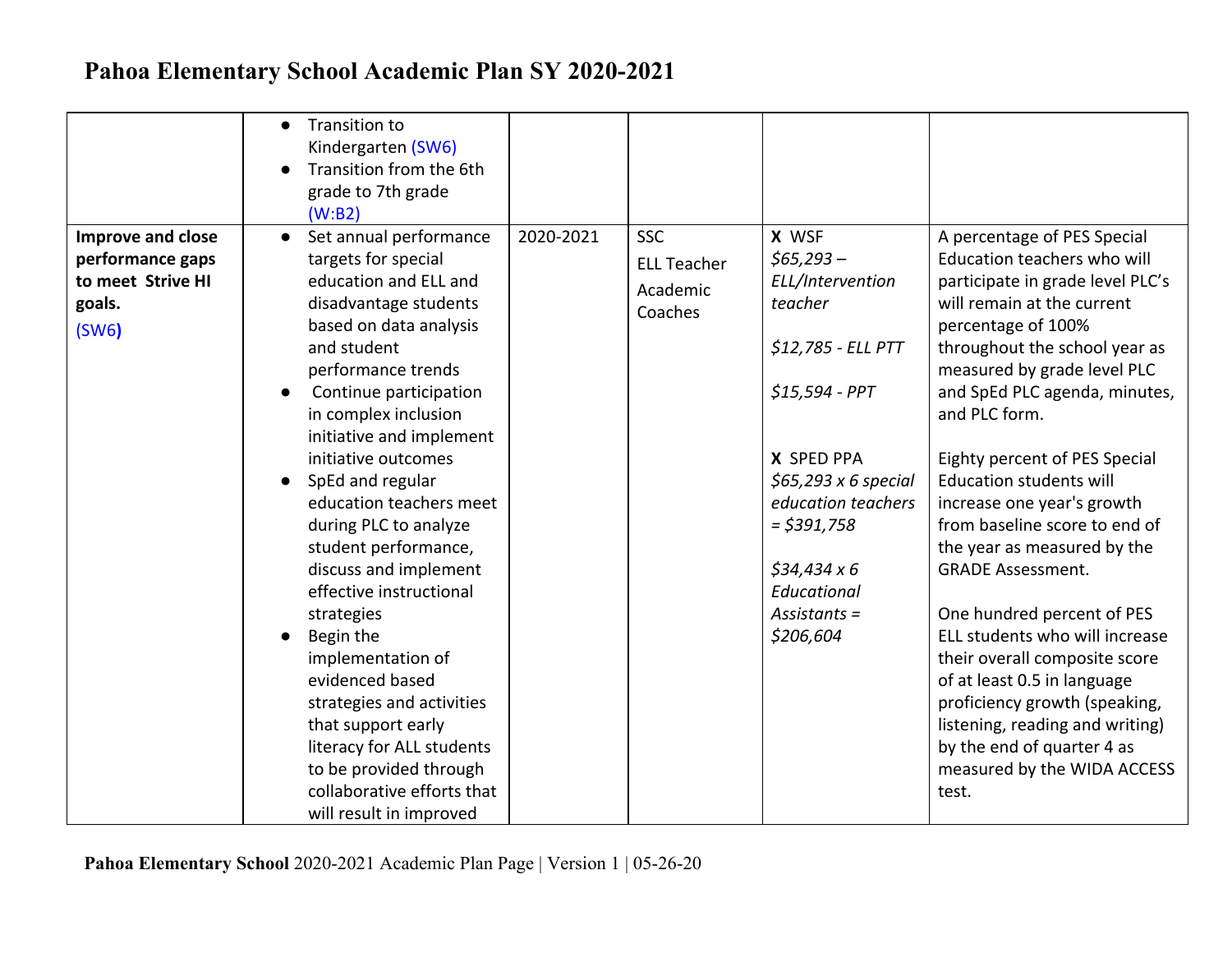# Pahoa Elementary School Academic Plan SY 2020-2021

| | | | | | |
|---|---|---|---|---|---|
| | • Transition to Kindergarten (SW6)<br>• Transition from the 6th grade to 7th grade (W:B2) | | | | |
| **Improve and close performance gaps to meet Strive HI goals.** (SW6**)** | • Set annual performance targets for special education and ELL and disadvantage students based on data analysis and student performance trends<br>• Continue participation in complex inclusion initiative and implement initiative outcomes<br>• SpEd and regular education teachers meet during PLC to analyze student performance, discuss and implement effective instructional strategies<br>• Begin the implementation of evidenced based strategies and activities that support early literacy for ALL students to be provided through collaborative efforts that will result in improved | 2020-2021 | SSC<br>ELL Teacher<br>Academic Coaches | **X** WSF<br>*$65,293 – ELL/Intervention teacher*<br><br>*$12,785 - ELL PTT*<br><br>*$15,594 - PPT*<br><br>**X** SPED PPA<br>*$65,293 x 6 special education teachers = $391,758*<br><br>*$34,434 x 6 Educational Assistants = $206,604* | A percentage of PES Special Education teachers who will participate in grade level PLC's will remain at the current percentage of 100% throughout the school year as measured by grade level PLC and SpEd PLC agenda, minutes, and PLC form.<br><br>Eighty percent of PES Special Education students will increase one year's growth from baseline score to end of the year as measured by the GRADE Assessment.<br><br>One hundred percent of PES ELL students who will increase their overall composite score of at least 0.5 in language proficiency growth (speaking, listening, reading and writing) by the end of quarter 4 as measured by the WIDA ACCESS test. |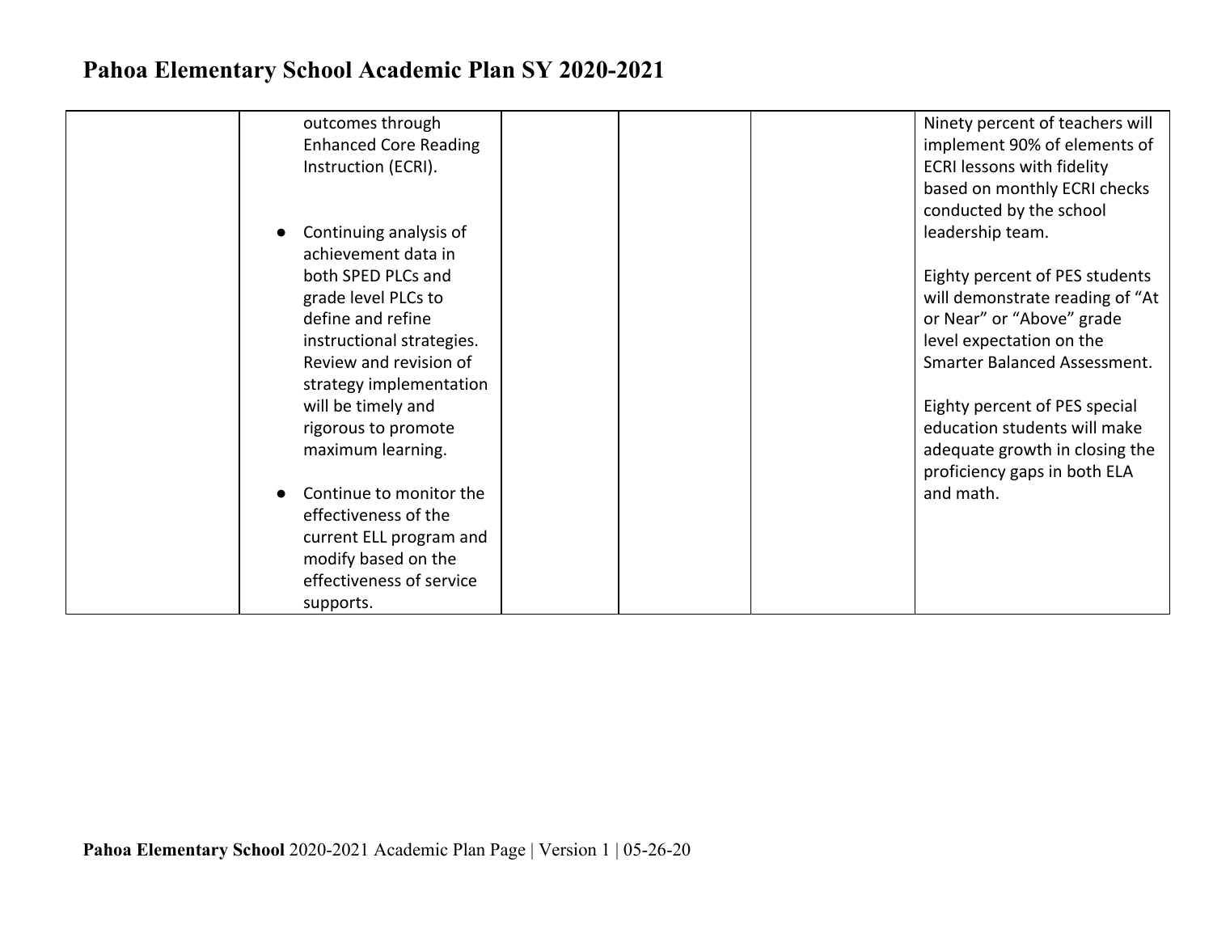| | | | | | |
|---|---|---|---|---|---|
| | outcomes through Enhanced Core Reading Instruction (ECRI).<br><br>● Continuing analysis of achievement data in both SPED PLCs and grade level PLCs to define and refine instructional strategies. Review and revision of strategy implementation will be timely and rigorous to promote maximum learning.<br><br>● Continue to monitor the effectiveness of the current ELL program and modify based on the effectiveness of service supports. | | | | Ninety percent of teachers will implement 90% of elements of ECRI lessons with fidelity based on monthly ECRI checks conducted by the school leadership team.<br><br>Eighty percent of PES students will demonstrate reading of "At or Near" or "Above" grade level expectation on the Smarter Balanced Assessment.<br><br>Eighty percent of PES special education students will make adequate growth in closing the proficiency gaps in both ELA and math. |